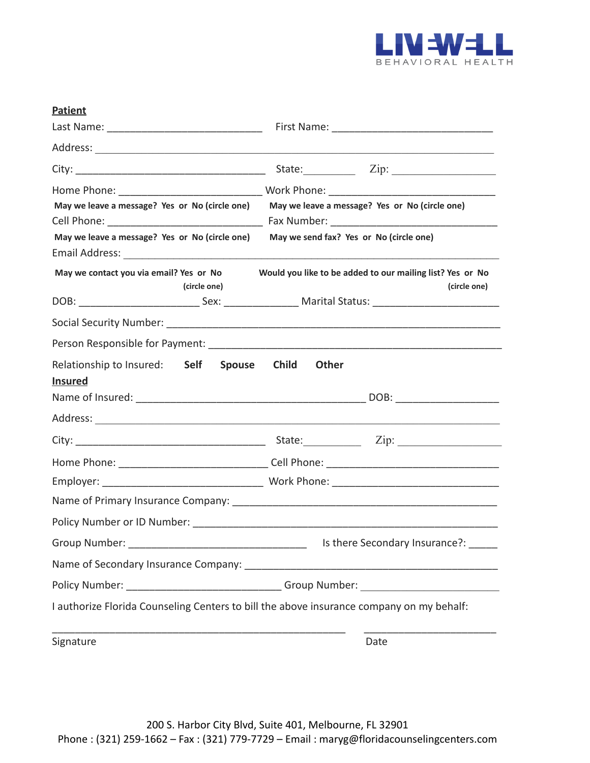LIVEWELL
BEHAVIORAL HEALTH

**Patient**

Last Name: ___________________________ First Name: ____________________________

Address: ______________________________________________________________________

City: _________________________________ State:_________ Zip: __________________

Home Phone: _________________________ Work Phone: _____________________________

**May we leave a message? Yes or No (circle one)** **May we leave a message? Yes or No (circle one)**

Cell Phone: ___________________________ Fax Number: _____________________________

**May we leave a message? Yes or No (circle one)** **May we send fax? Yes or No (circle one)**

Email Address: __________________________________________________________________

**May we contact you via email? Yes or No (circle one)** **Would you like to be added to our mailing list? Yes or No (circle one)**

DOB: _____________________ Sex: _____________ Marital Status: ______________________

Social Security Number: __________________________________________________________

Person Responsible for Payment: ___________________________________________________

Relationship to Insured: **Self** **Spouse** **Child** **Other**

**Insured**

Name of Insured: _________________________________________ DOB: __________________

Address: _______________________________________________________________________

City: _________________________________ State:__________ Zip: __________________

Home Phone: __________________________ Cell Phone: ______________________________

Employer: ____________________________ Work Phone: ______________________________

Name of Primary Insurance Company: _______________________________________________

Policy Number or ID Number: ______________________________________________________

Group Number: ________________________________ Is there Secondary Insurance?: _____

Name of Secondary Insurance Company: _____________________________________________

Policy Number: ___________________________ Group Number: ________________________

I authorize Florida Counseling Centers to bill the above insurance company on my behalf:

_____________________________________________________ ________________________

Signature Date

200 S. Harbor City Blvd, Suite 401, Melbourne, FL 32901
Phone : (321) 259-1662 – Fax : (321) 779-7729 – Email : maryg@floridacounselingcenters.com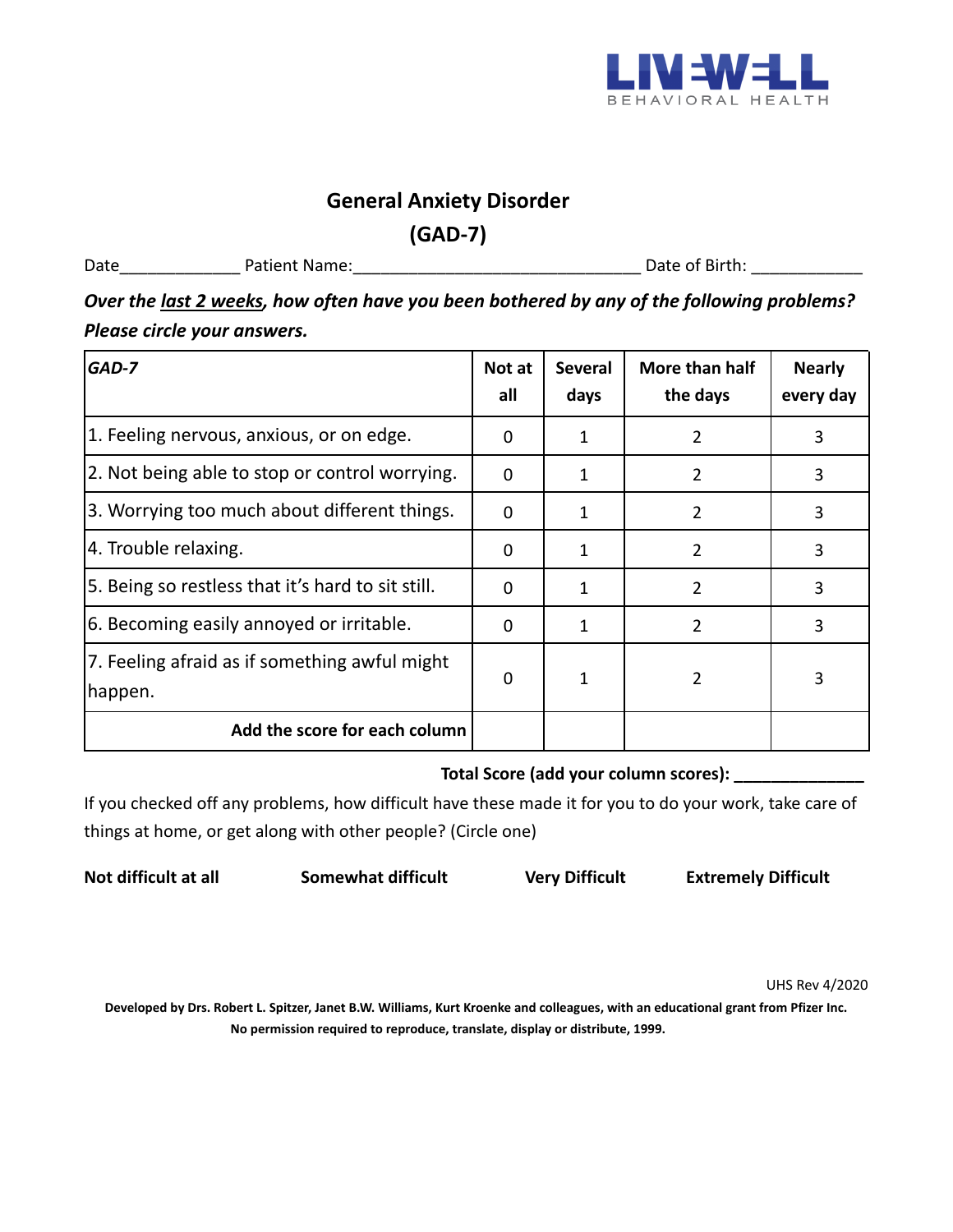LIVEWELL BEHAVIORAL HEALTH

# General Anxiety Disorder
# (GAD-7)

Date_____________ Patient Name:_______________________________ Date of Birth: ___________

***Over the <u>last 2 weeks</u>, how often have you been bothered by any of the following problems? Please circle your answers.***

| *GAD-7* | Not at all | Several days | More than half the days | Nearly every day |
|---|---|---|---|---|
| 1. Feeling nervous, anxious, or on edge. | 0 | 1 | 2 | 3 |
| 2. Not being able to stop or control worrying. | 0 | 1 | 2 | 3 |
| 3. Worrying too much about different things. | 0 | 1 | 2 | 3 |
| 4. Trouble relaxing. | 0 | 1 | 2 | 3 |
| 5. Being so restless that it's hard to sit still. | 0 | 1 | 2 | 3 |
| 6. Becoming easily annoyed or irritable. | 0 | 1 | 2 | 3 |
| 7. Feeling afraid as if something awful might happen. | 0 | 1 | 2 | 3 |
| **Add the score for each column** | | | | |

**Total Score (add your column scores):** ______________

If you checked off any problems, how difficult have these made it for you to do your work, take care of things at home, or get along with other people? (Circle one)

**Not difficult at all** **Somewhat difficult** **Very Difficult** **Extremely Difficult**

UHS Rev 4/2020

**Developed by Drs. Robert L. Spitzer, Janet B.W. Williams, Kurt Kroenke and colleagues, with an educational grant from Pfizer Inc. No permission required to reproduce, translate, display or distribute, 1999.**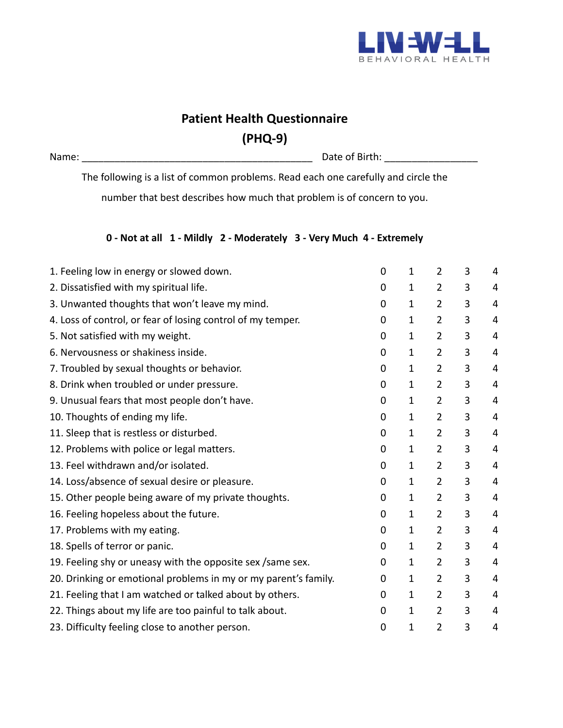LIVEWELL BEHAVIORAL HEALTH

# Patient Health Questionnaire
# (PHQ-9)

Name: ________________________________________ Date of Birth: ________________

The following is a list of common problems. Read each one carefully and circle the number that best describes how much that problem is of concern to you.

**0 - Not at all   1 - Mildly   2 - Moderately   3 - Very Much   4 - Extremely**

| | | | | | |
|---|---|---|---|---|---|
| 1. Feeling low in energy or slowed down. | 0 | 1 | 2 | 3 | 4 |
| 2. Dissatisfied with my spiritual life. | 0 | 1 | 2 | 3 | 4 |
| 3. Unwanted thoughts that won't leave my mind. | 0 | 1 | 2 | 3 | 4 |
| 4. Loss of control, or fear of losing control of my temper. | 0 | 1 | 2 | 3 | 4 |
| 5. Not satisfied with my weight. | 0 | 1 | 2 | 3 | 4 |
| 6. Nervousness or shakiness inside. | 0 | 1 | 2 | 3 | 4 |
| 7. Troubled by sexual thoughts or behavior. | 0 | 1 | 2 | 3 | 4 |
| 8. Drink when troubled or under pressure. | 0 | 1 | 2 | 3 | 4 |
| 9. Unusual fears that most people don't have. | 0 | 1 | 2 | 3 | 4 |
| 10. Thoughts of ending my life. | 0 | 1 | 2 | 3 | 4 |
| 11. Sleep that is restless or disturbed. | 0 | 1 | 2 | 3 | 4 |
| 12. Problems with police or legal matters. | 0 | 1 | 2 | 3 | 4 |
| 13. Feel withdrawn and/or isolated. | 0 | 1 | 2 | 3 | 4 |
| 14. Loss/absence of sexual desire or pleasure. | 0 | 1 | 2 | 3 | 4 |
| 15. Other people being aware of my private thoughts. | 0 | 1 | 2 | 3 | 4 |
| 16. Feeling hopeless about the future. | 0 | 1 | 2 | 3 | 4 |
| 17. Problems with my eating. | 0 | 1 | 2 | 3 | 4 |
| 18. Spells of terror or panic. | 0 | 1 | 2 | 3 | 4 |
| 19. Feeling shy or uneasy with the opposite sex /same sex. | 0 | 1 | 2 | 3 | 4 |
| 20. Drinking or emotional problems in my or my parent's family. | 0 | 1 | 2 | 3 | 4 |
| 21. Feeling that I am watched or talked about by others. | 0 | 1 | 2 | 3 | 4 |
| 22. Things about my life are too painful to talk about. | 0 | 1 | 2 | 3 | 4 |
| 23. Difficulty feeling close to another person. | 0 | 1 | 2 | 3 | 4 |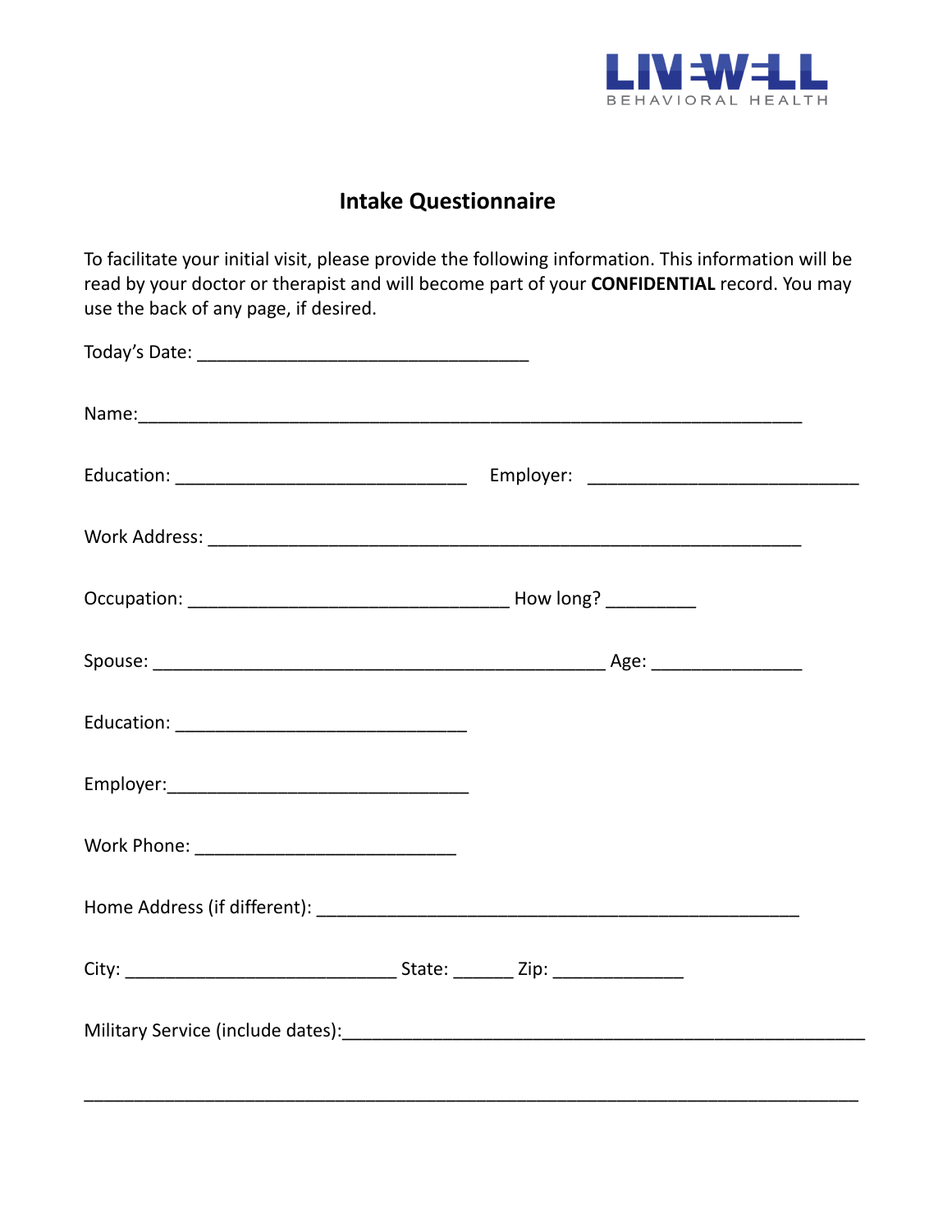LIVEWELL
BEHAVIORAL HEALTH

# Intake Questionnaire

To facilitate your initial visit, please provide the following information. This information will be read by your doctor or therapist and will become part of your **CONFIDENTIAL** record. You may use the back of any page, if desired.

Today's Date: ________________________________

Name:_______________________________________________________________

Education: ____________________________ Employer: __________________________

Work Address: _________________________________________________________

Occupation: _______________________________ How long? _________

Spouse: ____________________________________________ Age: _______________

Education: ____________________________

Employer:_____________________________

Work Phone: _________________________

Home Address (if different): ______________________________________________

City: __________________________ State: ______ Zip: _____________

Military Service (include dates):_____________________________________________

___________________________________________________________________________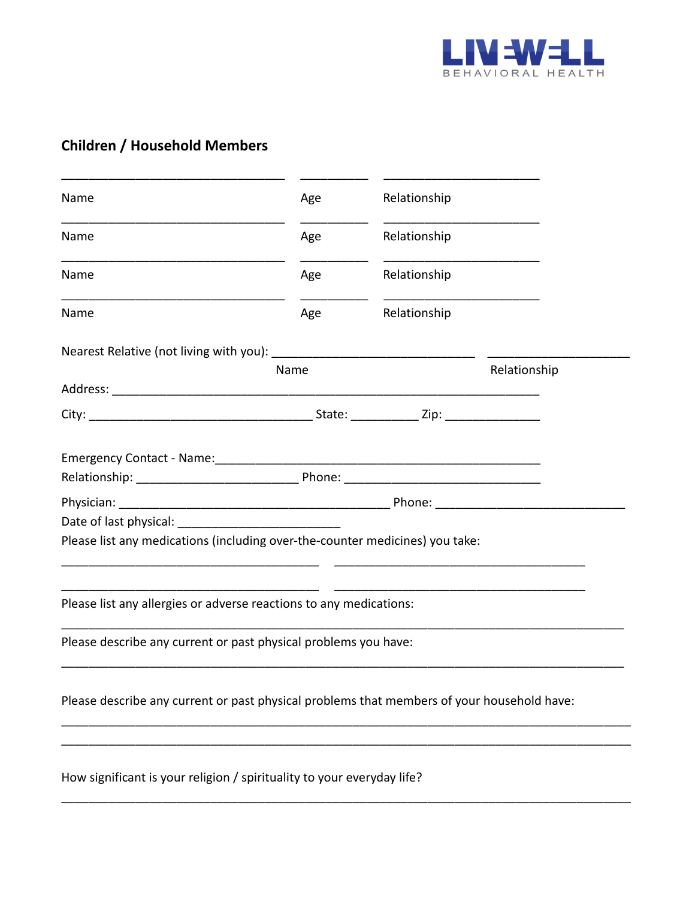## Children / Household Members

| Name | Age | Relationship |
|---|---|---|
| _______________ | _______ | _______________ |
| _______________ | _______ | _______________ |
| _______________ | _______ | _______________ |
| _______________ | _______ | _______________ |

Nearest Relative (not living with you): ______________________________ (Name) ____________________ (Relationship)

Address: ________________________________________________________________

City: _________________________________ State: __________ Zip: ______________

Emergency Contact - Name:_________________________________________________

Relationship: ________________________ Phone: ______________________________

Physician: _________________________________________ Phone: ____________________________

Date of last physical: _________________________

Please list any medications (including over-the-counter medicines) you take:

_______________________________________ _______________________________________

_______________________________________ _______________________________________

Please list any allergies or adverse reactions to any medications:

_____________________________________________________________________________________

Please describe any current or past physical problems you have:

_____________________________________________________________________________________

Please describe any current or past physical problems that members of your household have:

_____________________________________________________________________________________

_____________________________________________________________________________________

How significant is your religion / spirituality to your everyday life?

_____________________________________________________________________________________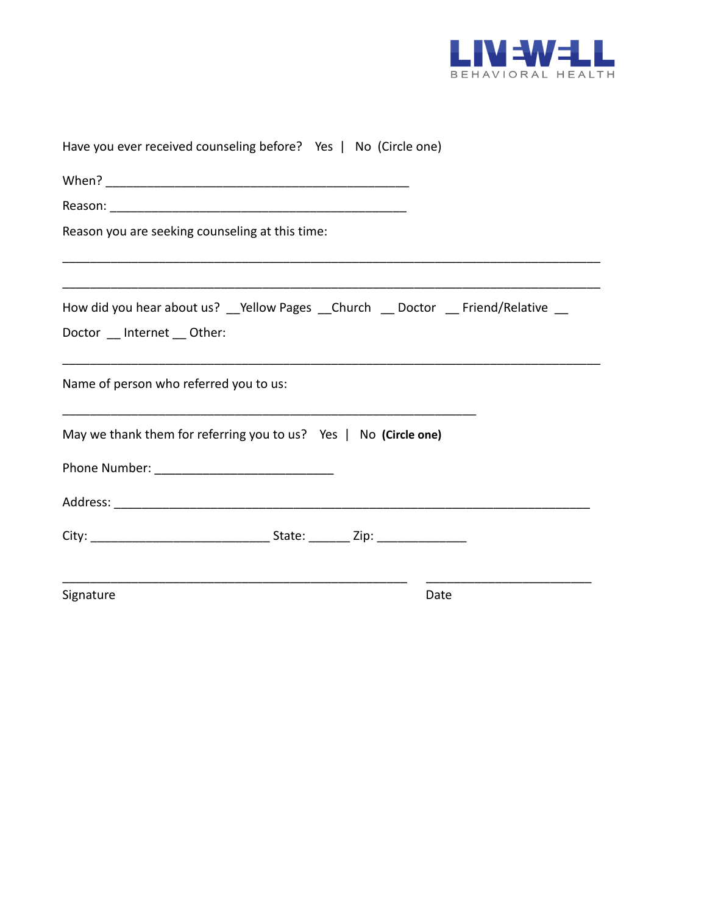LIV=W=LL
BEHAVIORAL HEALTH

Have you ever received counseling before? Yes | No (Circle one)

When? ___________________________________________

Reason: ___________________________________________

Reason you are seeking counseling at this time:

______________________________________________________________________________

______________________________________________________________________________

How did you hear about us? __Yellow Pages __Church __ Doctor __ Friend/Relative __ Doctor __ Internet __ Other:

______________________________________________________________________________

Name of person who referred you to us:

____________________________________________________________

May we thank them for referring you to us? Yes | No **(Circle one)**

Phone Number: __________________________

Address: ______________________________________________________________________

City: __________________________ State: ______ Zip: _____________

__________________________________________________ ________________________

Signature Date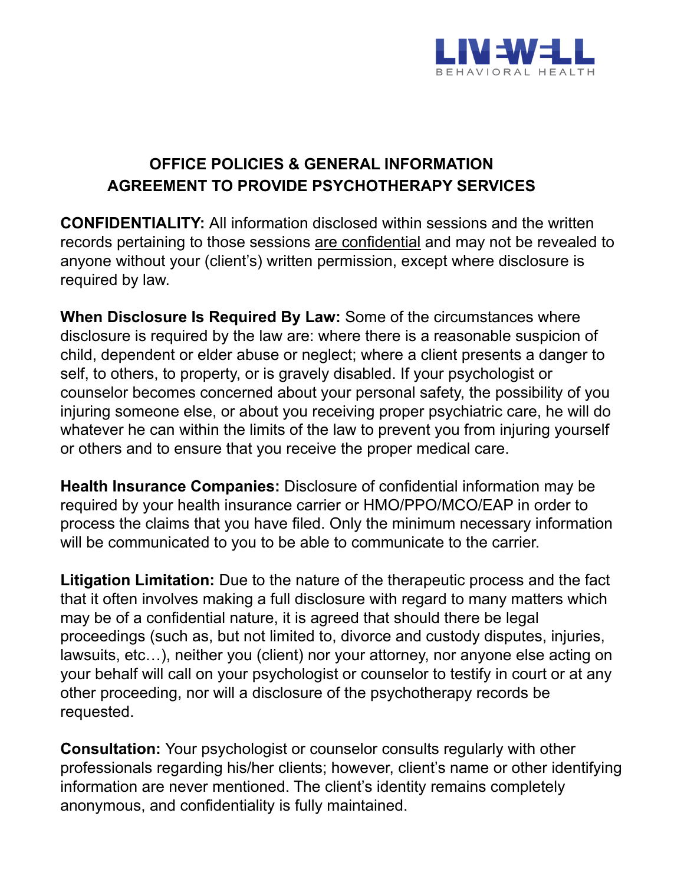## OFFICE POLICIES & GENERAL INFORMATION
## AGREEMENT TO PROVIDE PSYCHOTHERAPY SERVICES

**CONFIDENTIALITY:** All information disclosed within sessions and the written records pertaining to those sessions <u>are confidential</u> and may not be revealed to anyone without your (client's) written permission, except where disclosure is required by law.

**When Disclosure Is Required By Law:** Some of the circumstances where disclosure is required by the law are: where there is a reasonable suspicion of child, dependent or elder abuse or neglect; where a client presents a danger to self, to others, to property, or is gravely disabled. If your psychologist or counselor becomes concerned about your personal safety, the possibility of you injuring someone else, or about you receiving proper psychiatric care, he will do whatever he can within the limits of the law to prevent you from injuring yourself or others and to ensure that you receive the proper medical care.

**Health Insurance Companies:** Disclosure of confidential information may be required by your health insurance carrier or HMO/PPO/MCO/EAP in order to process the claims that you have filed. Only the minimum necessary information will be communicated to you to be able to communicate to the carrier.

**Litigation Limitation:** Due to the nature of the therapeutic process and the fact that it often involves making a full disclosure with regard to many matters which may be of a confidential nature, it is agreed that should there be legal proceedings (such as, but not limited to, divorce and custody disputes, injuries, lawsuits, etc…), neither you (client) nor your attorney, nor anyone else acting on your behalf will call on your psychologist or counselor to testify in court or at any other proceeding, nor will a disclosure of the psychotherapy records be requested.

**Consultation:** Your psychologist or counselor consults regularly with other professionals regarding his/her clients; however, client's name or other identifying information are never mentioned. The client's identity remains completely anonymous, and confidentiality is fully maintained.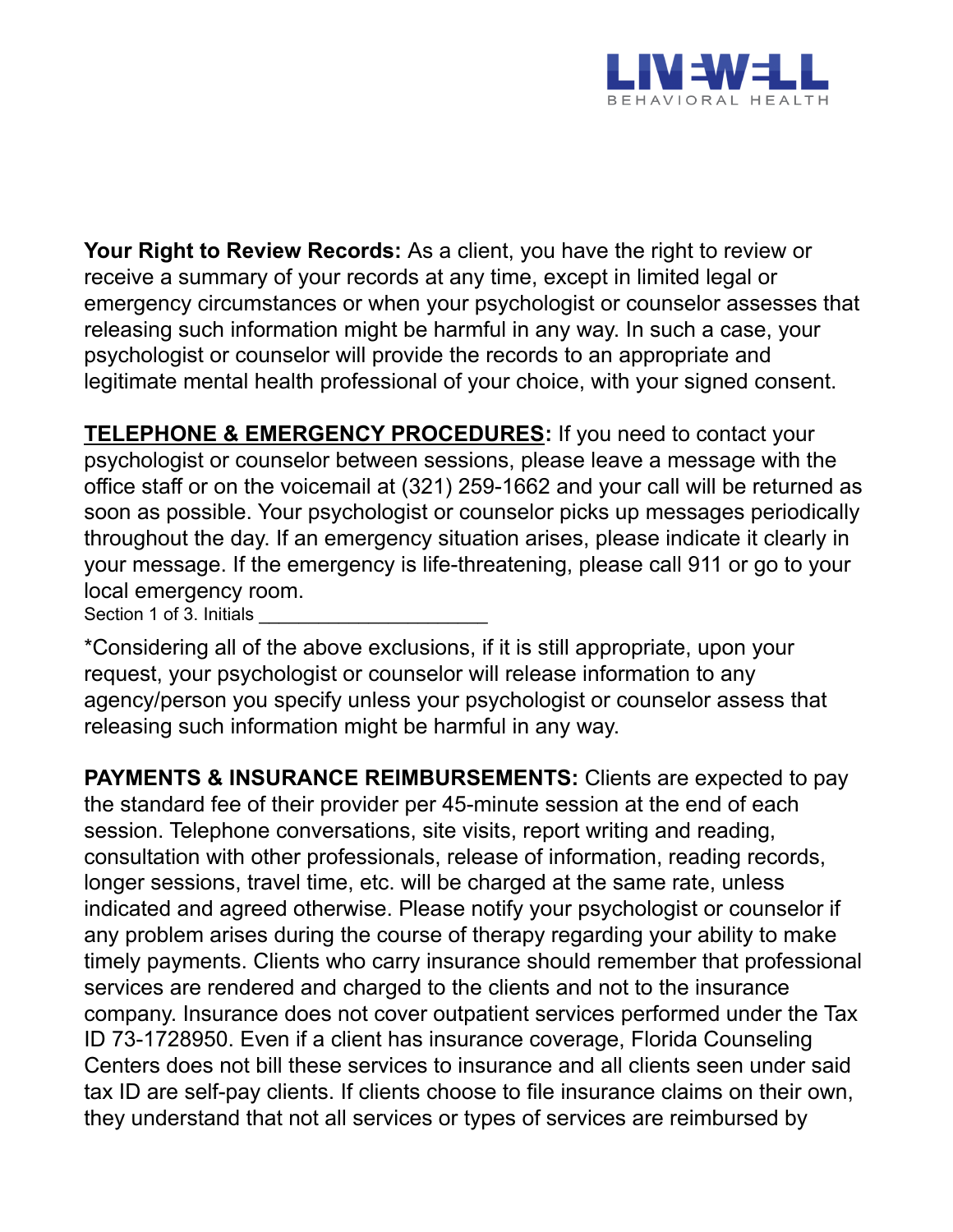**Your Right to Review Records:** As a client, you have the right to review or receive a summary of your records at any time, except in limited legal or emergency circumstances or when your psychologist or counselor assesses that releasing such information might be harmful in any way. In such a case, your psychologist or counselor will provide the records to an appropriate and legitimate mental health professional of your choice, with your signed consent.

**TELEPHONE & EMERGENCY PROCEDURES:** If you need to contact your psychologist or counselor between sessions, please leave a message with the office staff or on the voicemail at (321) 259-1662 and your call will be returned as soon as possible. Your psychologist or counselor picks up messages periodically throughout the day. If an emergency situation arises, please indicate it clearly in your message. If the emergency is life-threatening, please call 911 or go to your local emergency room.

Section 1 of 3. Initials ______________________

*Considering all of the above exclusions, if it is still appropriate, upon your request, your psychologist or counselor will release information to any agency/person you specify unless your psychologist or counselor assess that releasing such information might be harmful in any way.

**PAYMENTS & INSURANCE REIMBURSEMENTS:** Clients are expected to pay the standard fee of their provider per 45-minute session at the end of each session. Telephone conversations, site visits, report writing and reading, consultation with other professionals, release of information, reading records, longer sessions, travel time, etc. will be charged at the same rate, unless indicated and agreed otherwise. Please notify your psychologist or counselor if any problem arises during the course of therapy regarding your ability to make timely payments. Clients who carry insurance should remember that professional services are rendered and charged to the clients and not to the insurance company. Insurance does not cover outpatient services performed under the Tax ID 73-1728950. Even if a client has insurance coverage, Florida Counseling Centers does not bill these services to insurance and all clients seen under said tax ID are self-pay clients. If clients choose to file insurance claims on their own, they understand that not all services or types of services are reimbursed by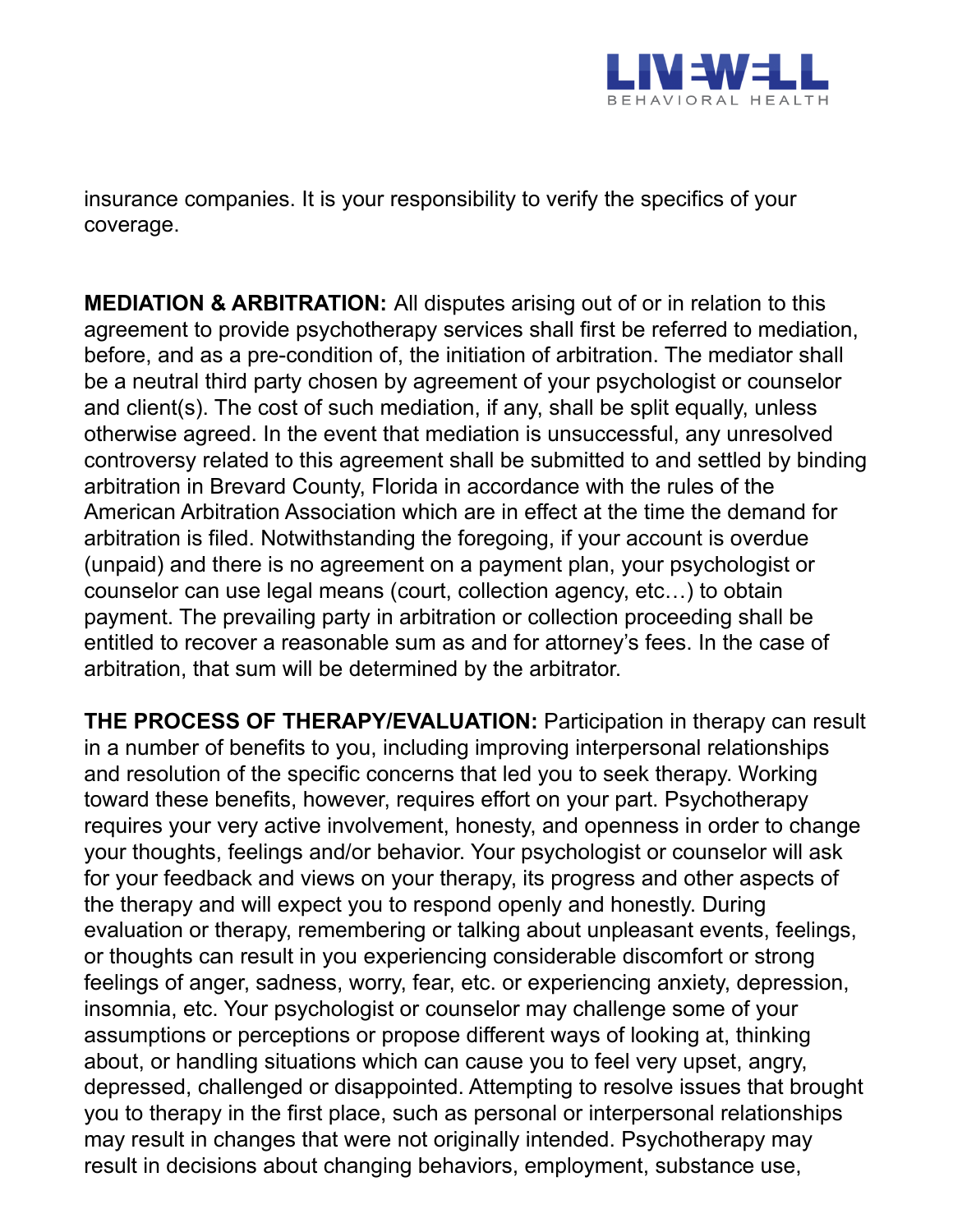insurance companies. It is your responsibility to verify the specifics of your coverage.

**MEDIATION & ARBITRATION:** All disputes arising out of or in relation to this agreement to provide psychotherapy services shall first be referred to mediation, before, and as a pre-condition of, the initiation of arbitration. The mediator shall be a neutral third party chosen by agreement of your psychologist or counselor and client(s). The cost of such mediation, if any, shall be split equally, unless otherwise agreed. In the event that mediation is unsuccessful, any unresolved controversy related to this agreement shall be submitted to and settled by binding arbitration in Brevard County, Florida in accordance with the rules of the American Arbitration Association which are in effect at the time the demand for arbitration is filed. Notwithstanding the foregoing, if your account is overdue (unpaid) and there is no agreement on a payment plan, your psychologist or counselor can use legal means (court, collection agency, etc…) to obtain payment. The prevailing party in arbitration or collection proceeding shall be entitled to recover a reasonable sum as and for attorney's fees. In the case of arbitration, that sum will be determined by the arbitrator.

**THE PROCESS OF THERAPY/EVALUATION:** Participation in therapy can result in a number of benefits to you, including improving interpersonal relationships and resolution of the specific concerns that led you to seek therapy. Working toward these benefits, however, requires effort on your part. Psychotherapy requires your very active involvement, honesty, and openness in order to change your thoughts, feelings and/or behavior. Your psychologist or counselor will ask for your feedback and views on your therapy, its progress and other aspects of the therapy and will expect you to respond openly and honestly. During evaluation or therapy, remembering or talking about unpleasant events, feelings, or thoughts can result in you experiencing considerable discomfort or strong feelings of anger, sadness, worry, fear, etc. or experiencing anxiety, depression, insomnia, etc. Your psychologist or counselor may challenge some of your assumptions or perceptions or propose different ways of looking at, thinking about, or handling situations which can cause you to feel very upset, angry, depressed, challenged or disappointed. Attempting to resolve issues that brought you to therapy in the first place, such as personal or interpersonal relationships may result in changes that were not originally intended. Psychotherapy may result in decisions about changing behaviors, employment, substance use,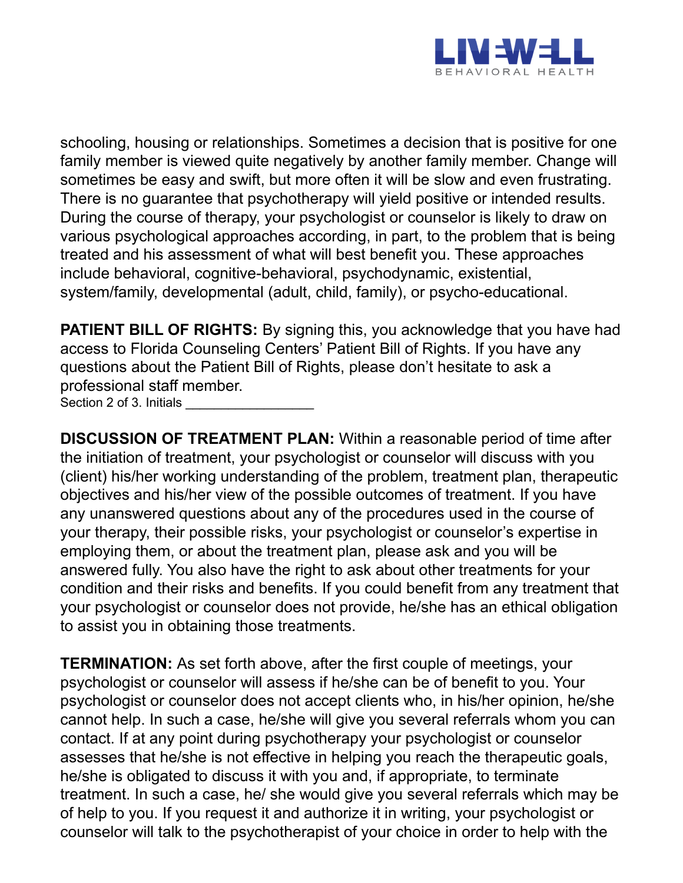schooling, housing or relationships. Sometimes a decision that is positive for one family member is viewed quite negatively by another family member. Change will sometimes be easy and swift, but more often it will be slow and even frustrating. There is no guarantee that psychotherapy will yield positive or intended results. During the course of therapy, your psychologist or counselor is likely to draw on various psychological approaches according, in part, to the problem that is being treated and his assessment of what will best benefit you. These approaches include behavioral, cognitive-behavioral, psychodynamic, existential, system/family, developmental (adult, child, family), or psycho-educational.

**PATIENT BILL OF RIGHTS:** By signing this, you acknowledge that you have had access to Florida Counseling Centers' Patient Bill of Rights. If you have any questions about the Patient Bill of Rights, please don't hesitate to ask a professional staff member.

Section 2 of 3. Initials _________________

**DISCUSSION OF TREATMENT PLAN:** Within a reasonable period of time after the initiation of treatment, your psychologist or counselor will discuss with you (client) his/her working understanding of the problem, treatment plan, therapeutic objectives and his/her view of the possible outcomes of treatment. If you have any unanswered questions about any of the procedures used in the course of your therapy, their possible risks, your psychologist or counselor's expertise in employing them, or about the treatment plan, please ask and you will be answered fully. You also have the right to ask about other treatments for your condition and their risks and benefits. If you could benefit from any treatment that your psychologist or counselor does not provide, he/she has an ethical obligation to assist you in obtaining those treatments.

**TERMINATION:** As set forth above, after the first couple of meetings, your psychologist or counselor will assess if he/she can be of benefit to you. Your psychologist or counselor does not accept clients who, in his/her opinion, he/she cannot help. In such a case, he/she will give you several referrals whom you can contact. If at any point during psychotherapy your psychologist or counselor assesses that he/she is not effective in helping you reach the therapeutic goals, he/she is obligated to discuss it with you and, if appropriate, to terminate treatment. In such a case, he/ she would give you several referrals which may be of help to you. If you request it and authorize it in writing, your psychologist or counselor will talk to the psychotherapist of your choice in order to help with the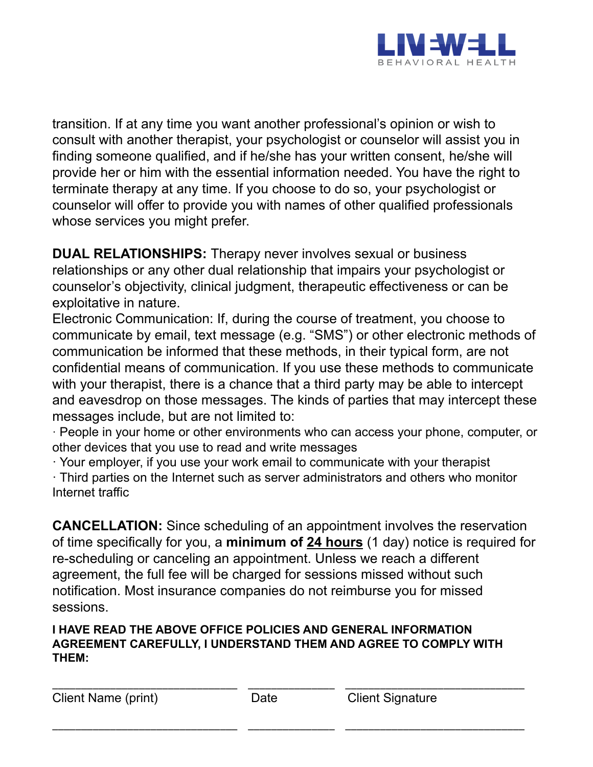transition. If at any time you want another professional's opinion or wish to consult with another therapist, your psychologist or counselor will assist you in finding someone qualified, and if he/she has your written consent, he/she will provide her or him with the essential information needed. You have the right to terminate therapy at any time. If you choose to do so, your psychologist or counselor will offer to provide you with names of other qualified professionals whose services you might prefer.

**DUAL RELATIONSHIPS:** Therapy never involves sexual or business relationships or any other dual relationship that impairs your psychologist or counselor's objectivity, clinical judgment, therapeutic effectiveness or can be exploitative in nature.
Electronic Communication: If, during the course of treatment, you choose to communicate by email, text message (e.g. "SMS") or other electronic methods of communication be informed that these methods, in their typical form, are not confidential means of communication. If you use these methods to communicate with your therapist, there is a chance that a third party may be able to intercept and eavesdrop on those messages. The kinds of parties that may intercept these messages include, but are not limited to:

- People in your home or other environments who can access your phone, computer, or other devices that you use to read and write messages
- Your employer, if you use your work email to communicate with your therapist
- Third parties on the Internet such as server administrators and others who monitor Internet traffic

**CANCELLATION:** Since scheduling of an appointment involves the reservation of time specifically for you, a **minimum of <u>24 hours</u>** (1 day) notice is required for re-scheduling or canceling an appointment. Unless we reach a different agreement, the full fee will be charged for sessions missed without such notification. Most insurance companies do not reimburse you for missed sessions.

**I HAVE READ THE ABOVE OFFICE POLICIES AND GENERAL INFORMATION AGREEMENT CAREFULLY, I UNDERSTAND THEM AND AGREE TO COMPLY WITH THEM:**

___________________________ ____________ __________________________
Client Name (print) Date Client Signature

___________________________ ____________ __________________________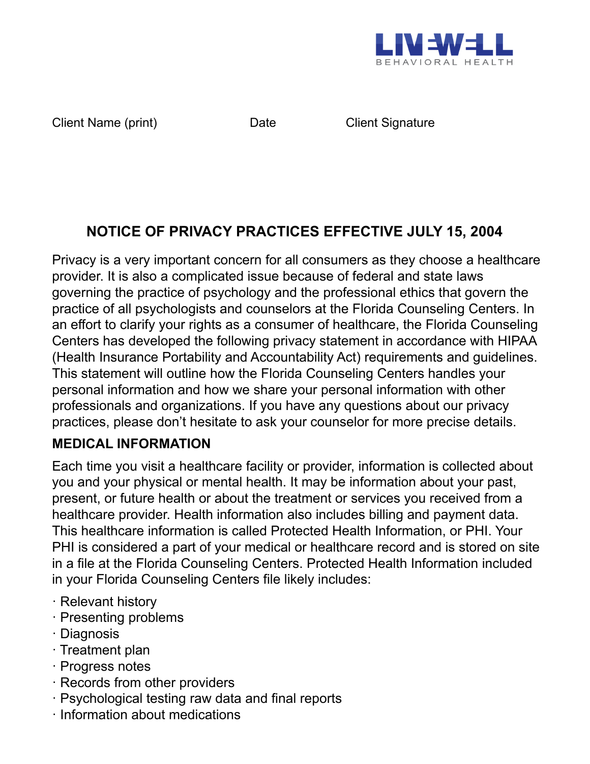Client Name (print)    Date    Client Signature

## NOTICE OF PRIVACY PRACTICES EFFECTIVE JULY 15, 2004

Privacy is a very important concern for all consumers as they choose a healthcare provider. It is also a complicated issue because of federal and state laws governing the practice of psychology and the professional ethics that govern the practice of all psychologists and counselors at the Florida Counseling Centers. In an effort to clarify your rights as a consumer of healthcare, the Florida Counseling Centers has developed the following privacy statement in accordance with HIPAA (Health Insurance Portability and Accountability Act) requirements and guidelines. This statement will outline how the Florida Counseling Centers handles your personal information and how we share your personal information with other professionals and organizations. If you have any questions about our privacy practices, please don't hesitate to ask your counselor for more precise details.

### MEDICAL INFORMATION

Each time you visit a healthcare facility or provider, information is collected about you and your physical or mental health. It may be information about your past, present, or future health or about the treatment or services you received from a healthcare provider. Health information also includes billing and payment data. This healthcare information is called Protected Health Information, or PHI. Your PHI is considered a part of your medical or healthcare record and is stored on site in a file at the Florida Counseling Centers. Protected Health Information included in your Florida Counseling Centers file likely includes:

- Relevant history
- Presenting problems
- Diagnosis
- Treatment plan
- Progress notes
- Records from other providers
- Psychological testing raw data and final reports
- Information about medications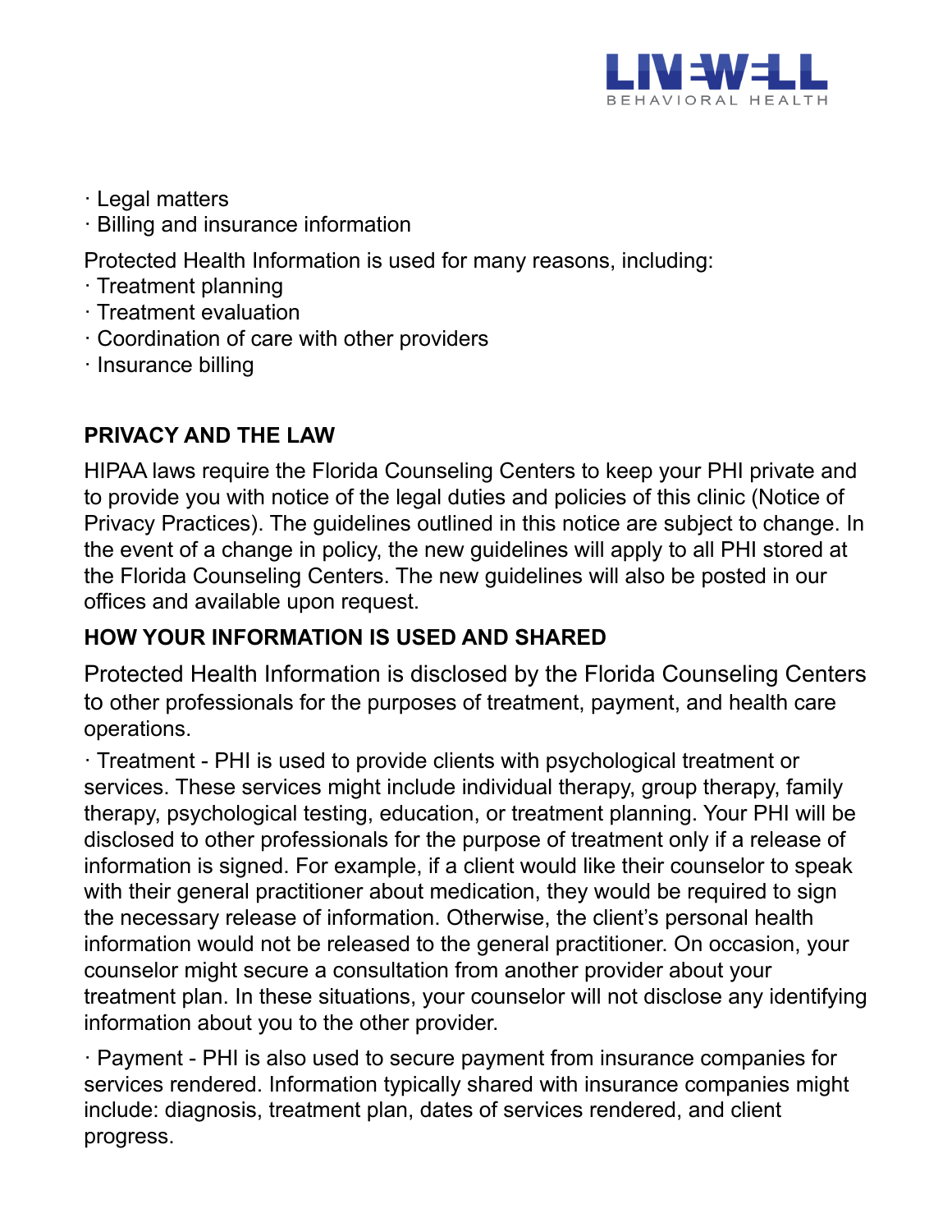· Legal matters
· Billing and insurance information

Protected Health Information is used for many reasons, including:
· Treatment planning
· Treatment evaluation
· Coordination of care with other providers
· Insurance billing

**PRIVACY AND THE LAW**

HIPAA laws require the Florida Counseling Centers to keep your PHI private and to provide you with notice of the legal duties and policies of this clinic (Notice of Privacy Practices). The guidelines outlined in this notice are subject to change. In the event of a change in policy, the new guidelines will apply to all PHI stored at the Florida Counseling Centers. The new guidelines will also be posted in our offices and available upon request.

**HOW YOUR INFORMATION IS USED AND SHARED**

Protected Health Information is disclosed by the Florida Counseling Centers to other professionals for the purposes of treatment, payment, and health care operations.

· Treatment - PHI is used to provide clients with psychological treatment or services. These services might include individual therapy, group therapy, family therapy, psychological testing, education, or treatment planning. Your PHI will be disclosed to other professionals for the purpose of treatment only if a release of information is signed. For example, if a client would like their counselor to speak with their general practitioner about medication, they would be required to sign the necessary release of information. Otherwise, the client's personal health information would not be released to the general practitioner. On occasion, your counselor might secure a consultation from another provider about your treatment plan. In these situations, your counselor will not disclose any identifying information about you to the other provider.

· Payment - PHI is also used to secure payment from insurance companies for services rendered. Information typically shared with insurance companies might include: diagnosis, treatment plan, dates of services rendered, and client progress.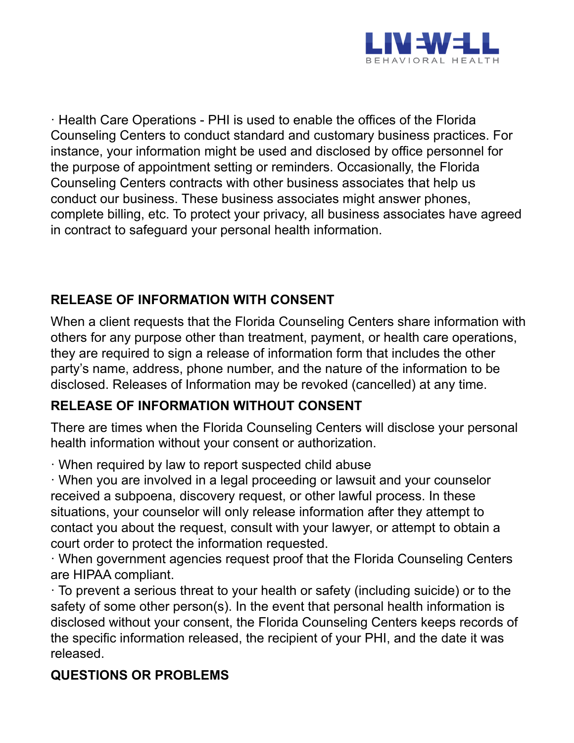· Health Care Operations - PHI is used to enable the offices of the Florida Counseling Centers to conduct standard and customary business practices. For instance, your information might be used and disclosed by office personnel for the purpose of appointment setting or reminders. Occasionally, the Florida Counseling Centers contracts with other business associates that help us conduct our business. These business associates might answer phones, complete billing, etc. To protect your privacy, all business associates have agreed in contract to safeguard your personal health information.

## RELEASE OF INFORMATION WITH CONSENT

When a client requests that the Florida Counseling Centers share information with others for any purpose other than treatment, payment, or health care operations, they are required to sign a release of information form that includes the other party's name, address, phone number, and the nature of the information to be disclosed. Releases of Information may be revoked (cancelled) at any time.

## RELEASE OF INFORMATION WITHOUT CONSENT

There are times when the Florida Counseling Centers will disclose your personal health information without your consent or authorization.

· When required by law to report suspected child abuse
· When you are involved in a legal proceeding or lawsuit and your counselor received a subpoena, discovery request, or other lawful process. In these situations, your counselor will only release information after they attempt to contact you about the request, consult with your lawyer, or attempt to obtain a court order to protect the information requested.
· When government agencies request proof that the Florida Counseling Centers are HIPAA compliant.
· To prevent a serious threat to your health or safety (including suicide) or to the safety of some other person(s). In the event that personal health information is disclosed without your consent, the Florida Counseling Centers keeps records of the specific information released, the recipient of your PHI, and the date it was released.

## QUESTIONS OR PROBLEMS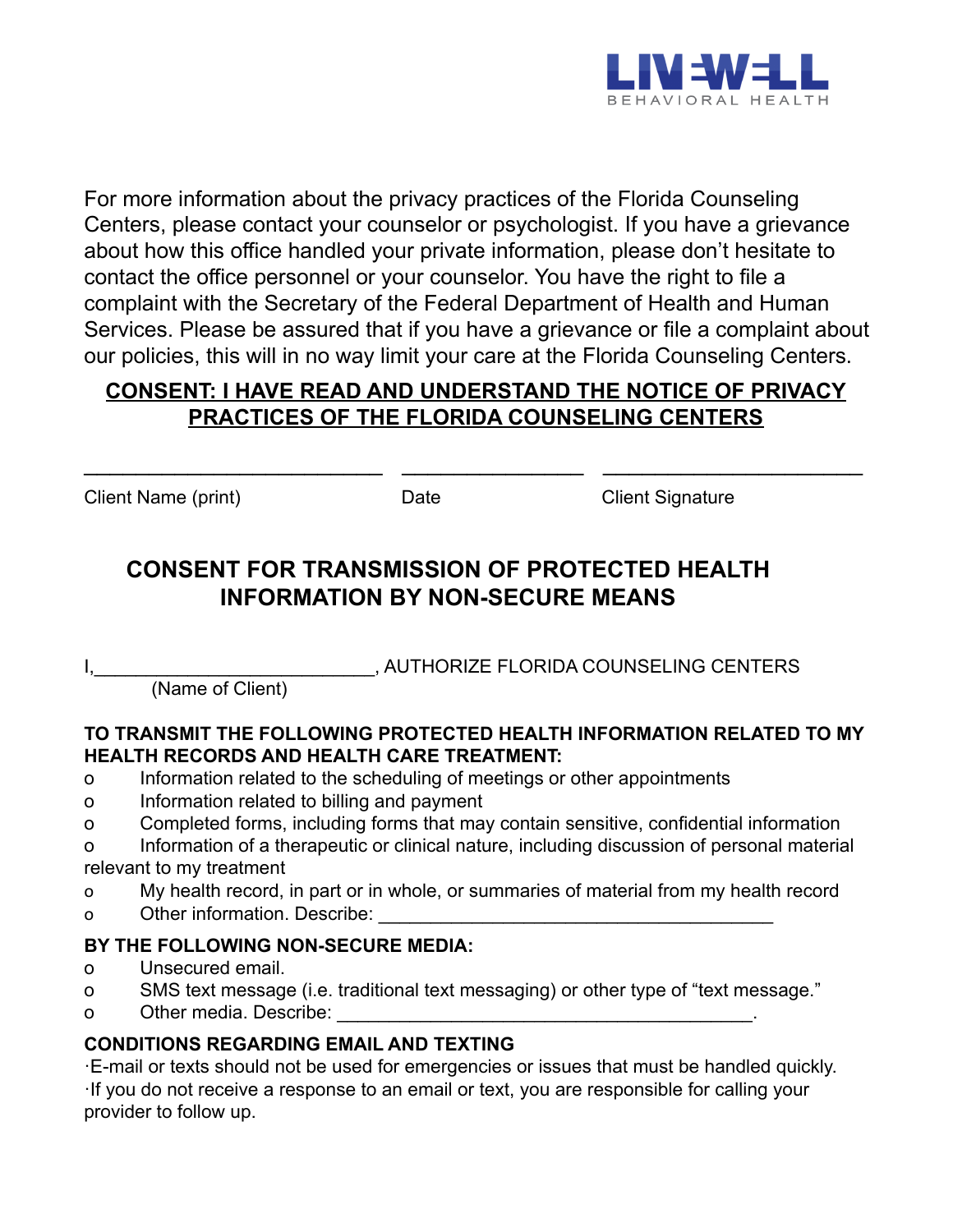For more information about the privacy practices of the Florida Counseling Centers, please contact your counselor or psychologist. If you have a grievance about how this office handled your private information, please don't hesitate to contact the office personnel or your counselor. You have the right to file a complaint with the Secretary of the Federal Department of Health and Human Services. Please be assured that if you have a grievance or file a complaint about our policies, this will in no way limit your care at the Florida Counseling Centers.

**CONSENT: I HAVE READ AND UNDERSTAND THE NOTICE OF PRIVACY PRACTICES OF THE FLORIDA COUNSELING CENTERS**

___________________________ ________________ ________________________

Client Name (print) Date Client Signature

## CONSENT FOR TRANSMISSION OF PROTECTED HEALTH INFORMATION BY NON-SECURE MEANS

I,__________________________, AUTHORIZE FLORIDA COUNSELING CENTERS
(Name of Client)

**TO TRANSMIT THE FOLLOWING PROTECTED HEALTH INFORMATION RELATED TO MY HEALTH RECORDS AND HEALTH CARE TREATMENT:**

- o Information related to the scheduling of meetings or other appointments
- o Information related to billing and payment
- o Completed forms, including forms that may contain sensitive, confidential information
- o Information of a therapeutic or clinical nature, including discussion of personal material relevant to my treatment
- o My health record, in part or in whole, or summaries of material from my health record
- o Other information. Describe: ____________________________________

**BY THE FOLLOWING NON-SECURE MEDIA:**

- o Unsecured email.
- o SMS text message (i.e. traditional text messaging) or other type of "text message."
- o Other media. Describe: _______________________________________.

**CONDITIONS REGARDING EMAIL AND TEXTING**

·E-mail or texts should not be used for emergencies or issues that must be handled quickly.
·If you do not receive a response to an email or text, you are responsible for calling your provider to follow up.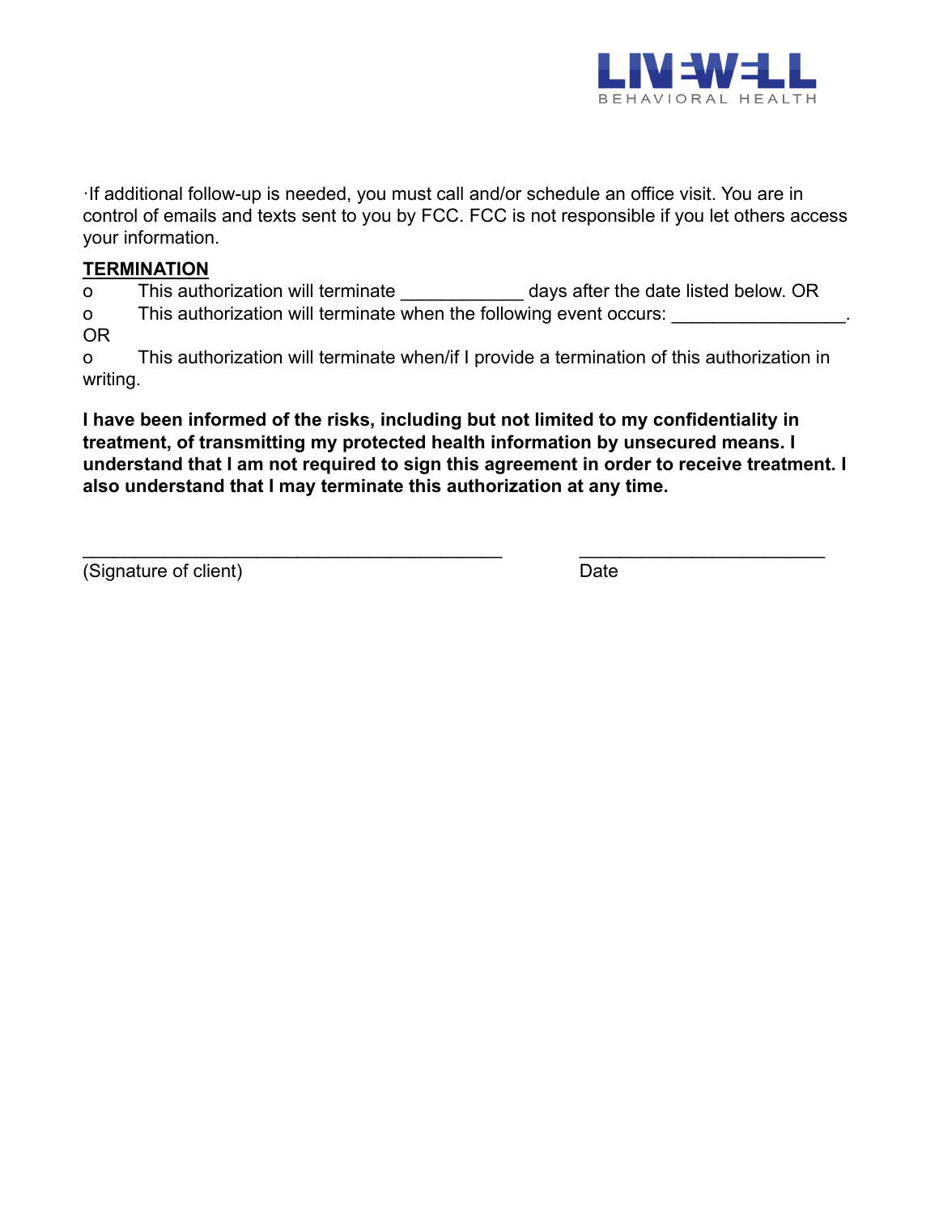·If additional follow-up is needed, you must call and/or schedule an office visit. You are in control of emails and texts sent to you by FCC. FCC is not responsible if you let others access your information.

**TERMINATION**

o This authorization will terminate ____________ days after the date listed below. OR

o This authorization will terminate when the following event occurs: _________________. OR

o This authorization will terminate when/if I provide a termination of this authorization in writing.

**I have been informed of the risks, including but not limited to my confidentiality in treatment, of transmitting my protected health information by unsecured means. I understand that I am not required to sign this agreement in order to receive treatment. I also understand that I may terminate this authorization at any time.**

__________________________________________ ________________________

(Signature of client) Date